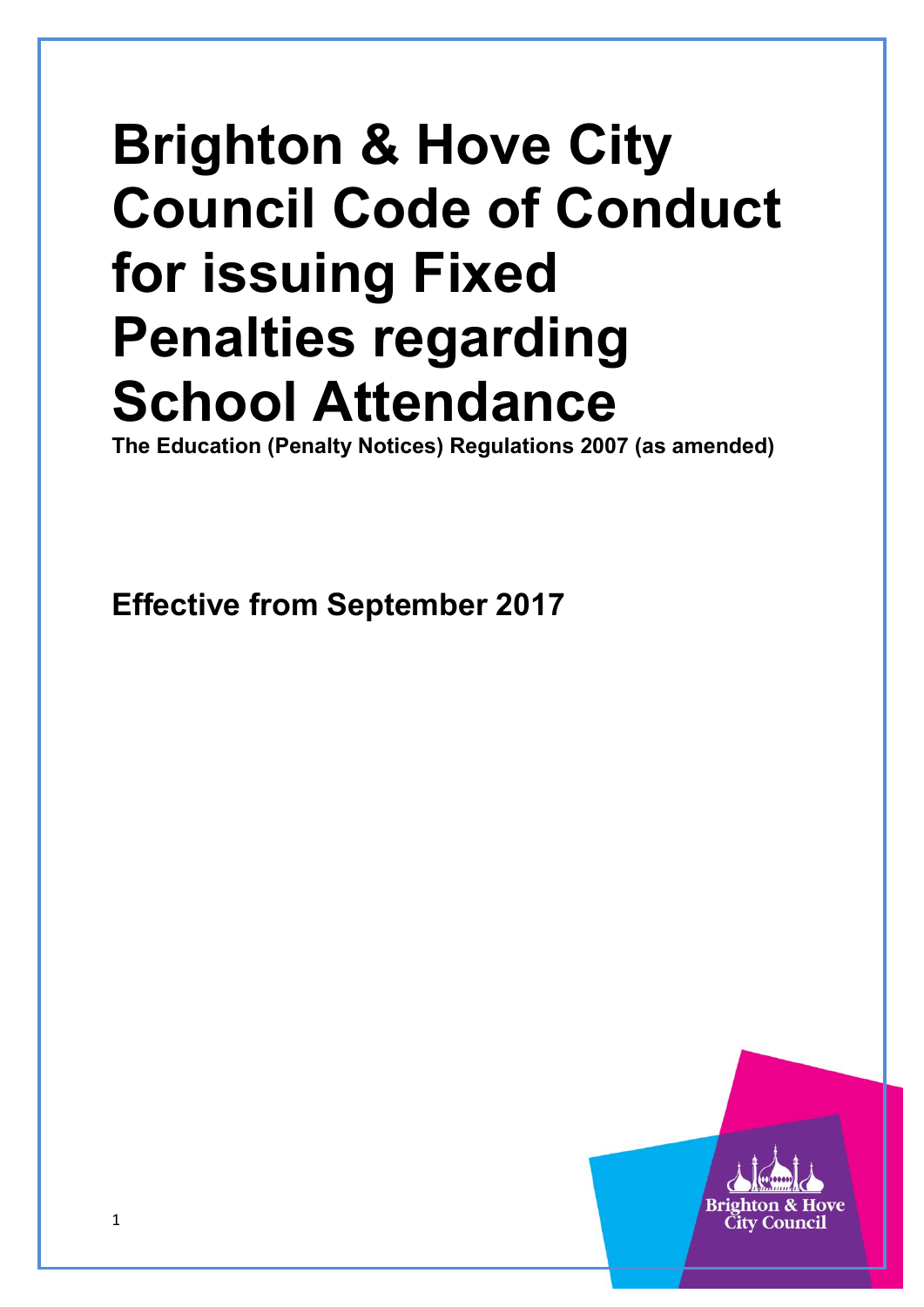# Brighton & Hove City Council Code of Conduct for issuing Fixed Penalties regarding School Attendance

**The Education (Penalty Notices) Regulations 2007 (as amended)**

**Effective from September 2017**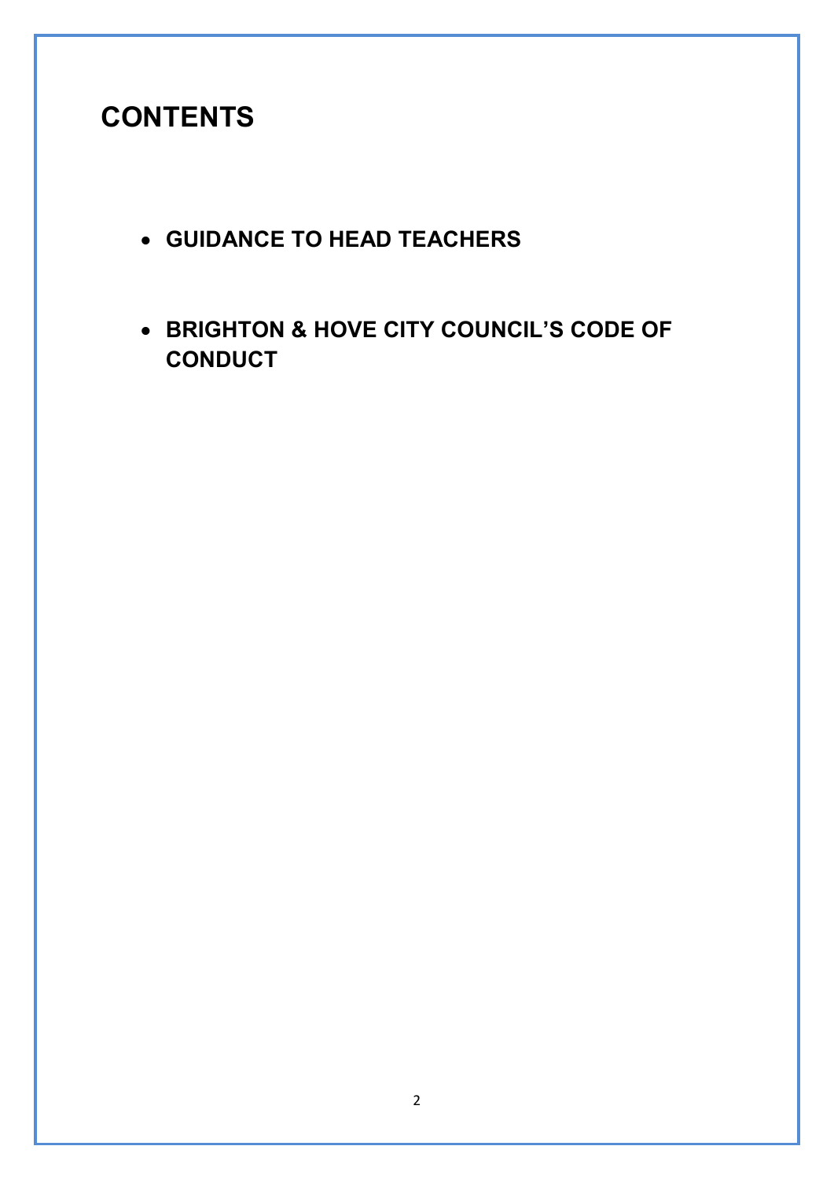# CONTENTS

- **GUIDANCE TO HEAD TEACHERS**
- **BRIGHTON & HOVE CITY COUNCIL'S CODE OF CONDUCT**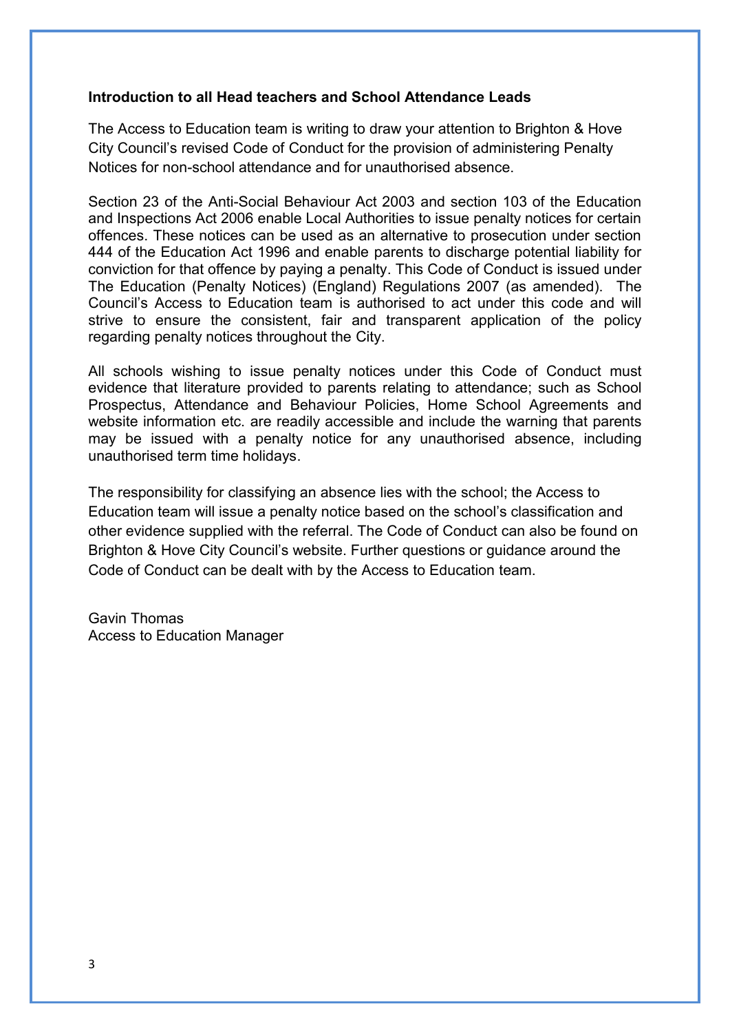**Introduction to all Head teachers and School Attendance Leads**

The Access to Education team is writing to draw your attention to Brighton & Hove City Council's revised Code of Conduct for the provision of administering Penalty Notices for non-school attendance and for unauthorised absence.

Section 23 of the Anti-Social Behaviour Act 2003 and section 103 of the Education and Inspections Act 2006 enable Local Authorities to issue penalty notices for certain offences. These notices can be used as an alternative to prosecution under section 444 of the Education Act 1996 and enable parents to discharge potential liability for conviction for that offence by paying a penalty. This Code of Conduct is issued under The Education (Penalty Notices) (England) Regulations 2007 (as amended). The Council's Access to Education team is authorised to act under this code and will strive to ensure the consistent, fair and transparent application of the policy regarding penalty notices throughout the City.

All schools wishing to issue penalty notices under this Code of Conduct must evidence that literature provided to parents relating to attendance; such as School Prospectus, Attendance and Behaviour Policies, Home School Agreements and website information etc. are readily accessible and include the warning that parents may be issued with a penalty notice for any unauthorised absence, including unauthorised term time holidays.

The responsibility for classifying an absence lies with the school; the Access to Education team will issue a penalty notice based on the school's classification and other evidence supplied with the referral. The Code of Conduct can also be found on Brighton & Hove City Council's website. Further questions or guidance around the Code of Conduct can be dealt with by the Access to Education team.

Gavin Thomas
Access to Education Manager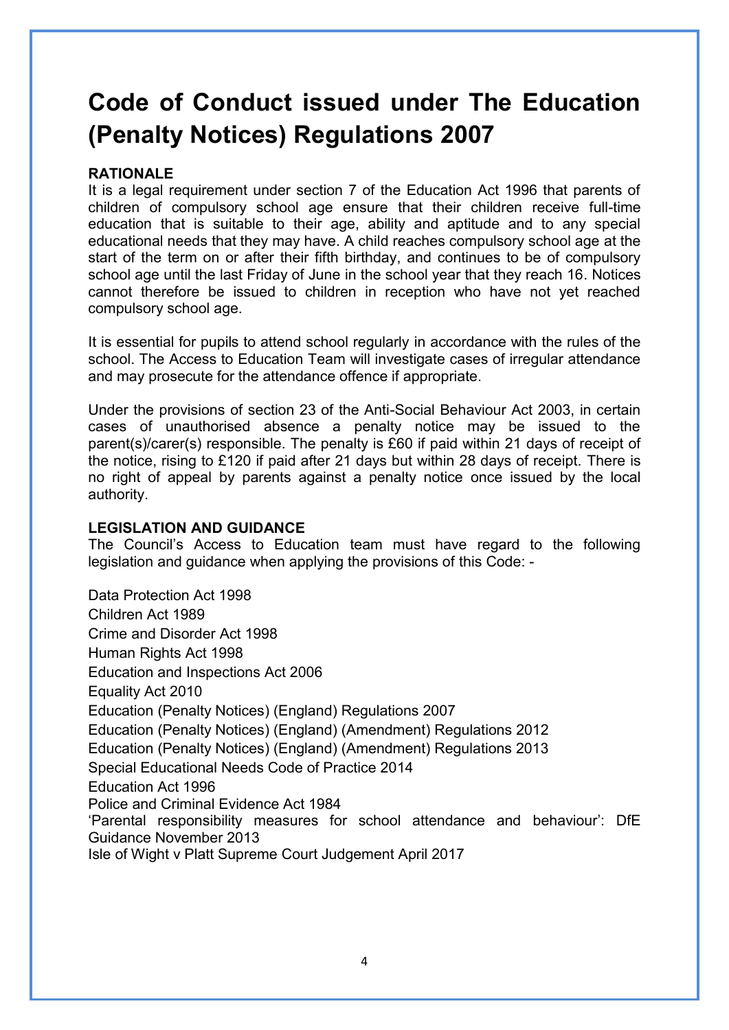# Code of Conduct issued under The Education (Penalty Notices) Regulations 2007

**RATIONALE**

It is a legal requirement under section 7 of the Education Act 1996 that parents of children of compulsory school age ensure that their children receive full-time education that is suitable to their age, ability and aptitude and to any special educational needs that they may have. A child reaches compulsory school age at the start of the term on or after their fifth birthday, and continues to be of compulsory school age until the last Friday of June in the school year that they reach 16. Notices cannot therefore be issued to children in reception who have not yet reached compulsory school age.

It is essential for pupils to attend school regularly in accordance with the rules of the school. The Access to Education Team will investigate cases of irregular attendance and may prosecute for the attendance offence if appropriate.

Under the provisions of section 23 of the Anti-Social Behaviour Act 2003, in certain cases of unauthorised absence a penalty notice may be issued to the parent(s)/carer(s) responsible. The penalty is £60 if paid within 21 days of receipt of the notice, rising to £120 if paid after 21 days but within 28 days of receipt. There is no right of appeal by parents against a penalty notice once issued by the local authority.

**LEGISLATION AND GUIDANCE**

The Council's Access to Education team must have regard to the following legislation and guidance when applying the provisions of this Code: -

Data Protection Act 1998
Children Act 1989
Crime and Disorder Act 1998
Human Rights Act 1998
Education and Inspections Act 2006
Equality Act 2010
Education (Penalty Notices) (England) Regulations 2007
Education (Penalty Notices) (England) (Amendment) Regulations 2012
Education (Penalty Notices) (England) (Amendment) Regulations 2013
Special Educational Needs Code of Practice 2014
Education Act 1996
Police and Criminal Evidence Act 1984
'Parental responsibility measures for school attendance and behaviour': DfE Guidance November 2013
Isle of Wight v Platt Supreme Court Judgement April 2017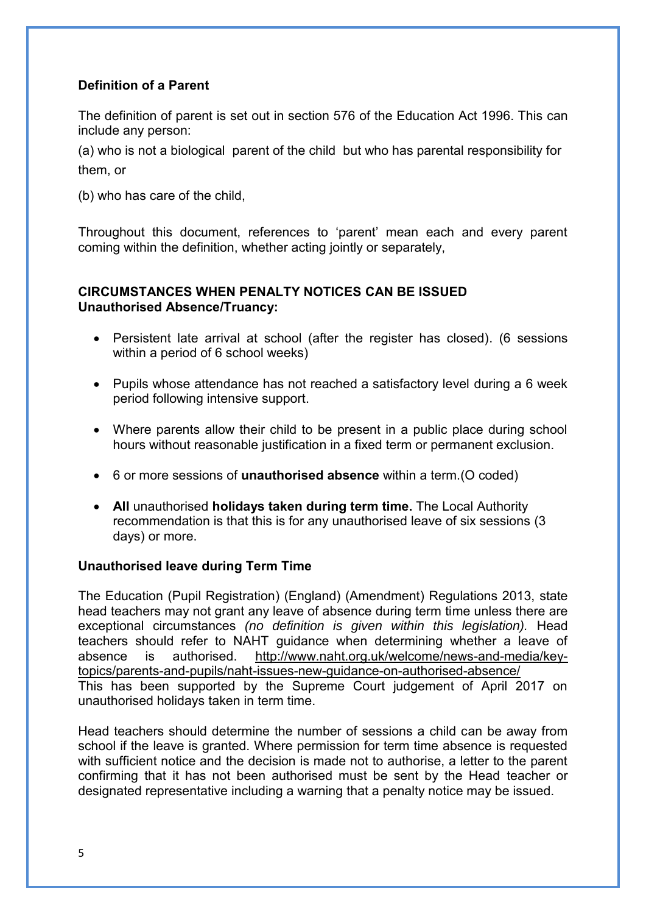**Definition of a Parent**

The definition of parent is set out in section 576 of the Education Act 1996. This can include any person:

(a) who is not a biological parent of the child but who has parental responsibility for them, or

(b) who has care of the child,

Throughout this document, references to 'parent' mean each and every parent coming within the definition, whether acting jointly or separately,

**CIRCUMSTANCES WHEN PENALTY NOTICES CAN BE ISSUED**
**Unauthorised Absence/Truancy:**

- Persistent late arrival at school (after the register has closed). (6 sessions within a period of 6 school weeks)
- Pupils whose attendance has not reached a satisfactory level during a 6 week period following intensive support.
- Where parents allow their child to be present in a public place during school hours without reasonable justification in a fixed term or permanent exclusion.
- 6 or more sessions of **unauthorised absence** within a term.(O coded)
- **All** unauthorised **holidays taken during term time.** The Local Authority recommendation is that this is for any unauthorised leave of six sessions (3 days) or more.

**Unauthorised leave during Term Time**

The Education (Pupil Registration) (England) (Amendment) Regulations 2013, state head teachers may not grant any leave of absence during term time unless there are exceptional circumstances *(no definition is given within this legislation).* Head teachers should refer to NAHT guidance when determining whether a leave of absence is authorised. http://www.naht.org.uk/welcome/news-and-media/key-topics/parents-and-pupils/naht-issues-new-guidance-on-authorised-absence/
This has been supported by the Supreme Court judgement of April 2017 on unauthorised holidays taken in term time.

Head teachers should determine the number of sessions a child can be away from school if the leave is granted. Where permission for term time absence is requested with sufficient notice and the decision is made not to authorise, a letter to the parent confirming that it has not been authorised must be sent by the Head teacher or designated representative including a warning that a penalty notice may be issued.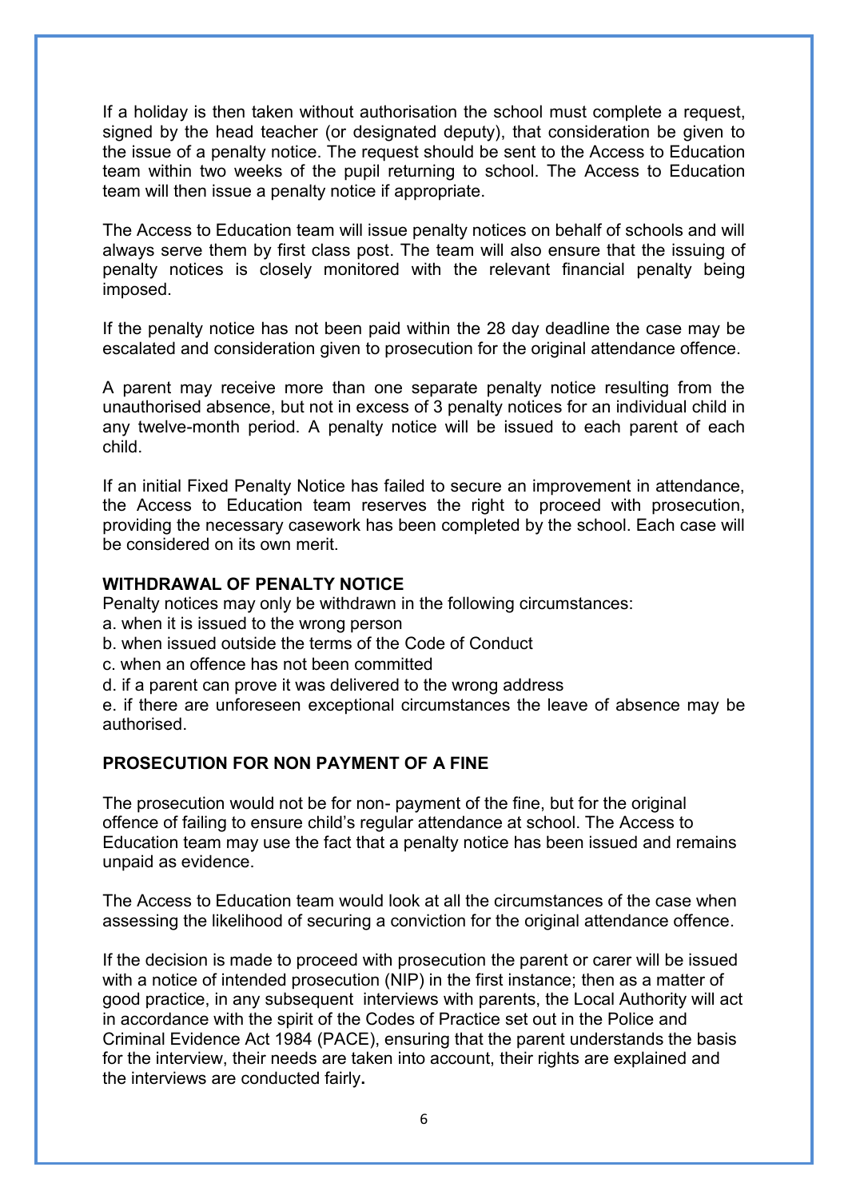If a holiday is then taken without authorisation the school must complete a request, signed by the head teacher (or designated deputy), that consideration be given to the issue of a penalty notice. The request should be sent to the Access to Education team within two weeks of the pupil returning to school. The Access to Education team will then issue a penalty notice if appropriate.

The Access to Education team will issue penalty notices on behalf of schools and will always serve them by first class post. The team will also ensure that the issuing of penalty notices is closely monitored with the relevant financial penalty being imposed.

If the penalty notice has not been paid within the 28 day deadline the case may be escalated and consideration given to prosecution for the original attendance offence.

A parent may receive more than one separate penalty notice resulting from the unauthorised absence, but not in excess of 3 penalty notices for an individual child in any twelve-month period. A penalty notice will be issued to each parent of each child.

If an initial Fixed Penalty Notice has failed to secure an improvement in attendance, the Access to Education team reserves the right to proceed with prosecution, providing the necessary casework has been completed by the school. Each case will be considered on its own merit.

**WITHDRAWAL OF PENALTY NOTICE**

Penalty notices may only be withdrawn in the following circumstances:

a. when it is issued to the wrong person
b. when issued outside the terms of the Code of Conduct
c. when an offence has not been committed
d. if a parent can prove it was delivered to the wrong address
e. if there are unforeseen exceptional circumstances the leave of absence may be authorised.

**PROSECUTION FOR NON PAYMENT OF A FINE**

The prosecution would not be for non- payment of the fine, but for the original offence of failing to ensure child's regular attendance at school. The Access to Education team may use the fact that a penalty notice has been issued and remains unpaid as evidence.

The Access to Education team would look at all the circumstances of the case when assessing the likelihood of securing a conviction for the original attendance offence.

If the decision is made to proceed with prosecution the parent or carer will be issued with a notice of intended prosecution (NIP) in the first instance; then as a matter of good practice, in any subsequent interviews with parents, the Local Authority will act in accordance with the spirit of the Codes of Practice set out in the Police and Criminal Evidence Act 1984 (PACE), ensuring that the parent understands the basis for the interview, their needs are taken into account, their rights are explained and the interviews are conducted fairly.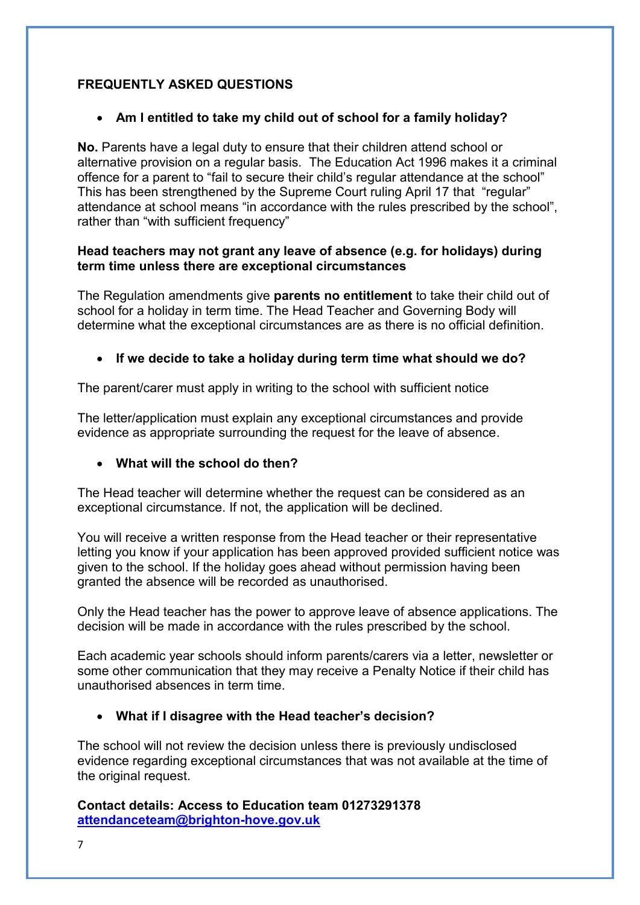## FREQUENTLY ASKED QUESTIONS

- **Am I entitled to take my child out of school for a family holiday?**

**No.** Parents have a legal duty to ensure that their children attend school or alternative provision on a regular basis. The Education Act 1996 makes it a criminal offence for a parent to "fail to secure their child's regular attendance at the school" This has been strengthened by the Supreme Court ruling April 17 that "regular" attendance at school means "in accordance with the rules prescribed by the school", rather than "with sufficient frequency"

**Head teachers may not grant any leave of absence (e.g. for holidays) during term time unless there are exceptional circumstances**

The Regulation amendments give **parents no entitlement** to take their child out of school for a holiday in term time. The Head Teacher and Governing Body will determine what the exceptional circumstances are as there is no official definition.

- **If we decide to take a holiday during term time what should we do?**

The parent/carer must apply in writing to the school with sufficient notice

The letter/application must explain any exceptional circumstances and provide evidence as appropriate surrounding the request for the leave of absence.

- **What will the school do then?**

The Head teacher will determine whether the request can be considered as an exceptional circumstance. If not, the application will be declined.

You will receive a written response from the Head teacher or their representative letting you know if your application has been approved provided sufficient notice was given to the school. If the holiday goes ahead without permission having been granted the absence will be recorded as unauthorised.

Only the Head teacher has the power to approve leave of absence applications. The decision will be made in accordance with the rules prescribed by the school.

Each academic year schools should inform parents/carers via a letter, newsletter or some other communication that they may receive a Penalty Notice if their child has unauthorised absences in term time.

- **What if I disagree with the Head teacher's decision?**

The school will not review the decision unless there is previously undisclosed evidence regarding exceptional circumstances that was not available at the time of the original request.

**Contact details: Access to Education team 01273291378**
**attendanceteam@brighton-hove.gov.uk**